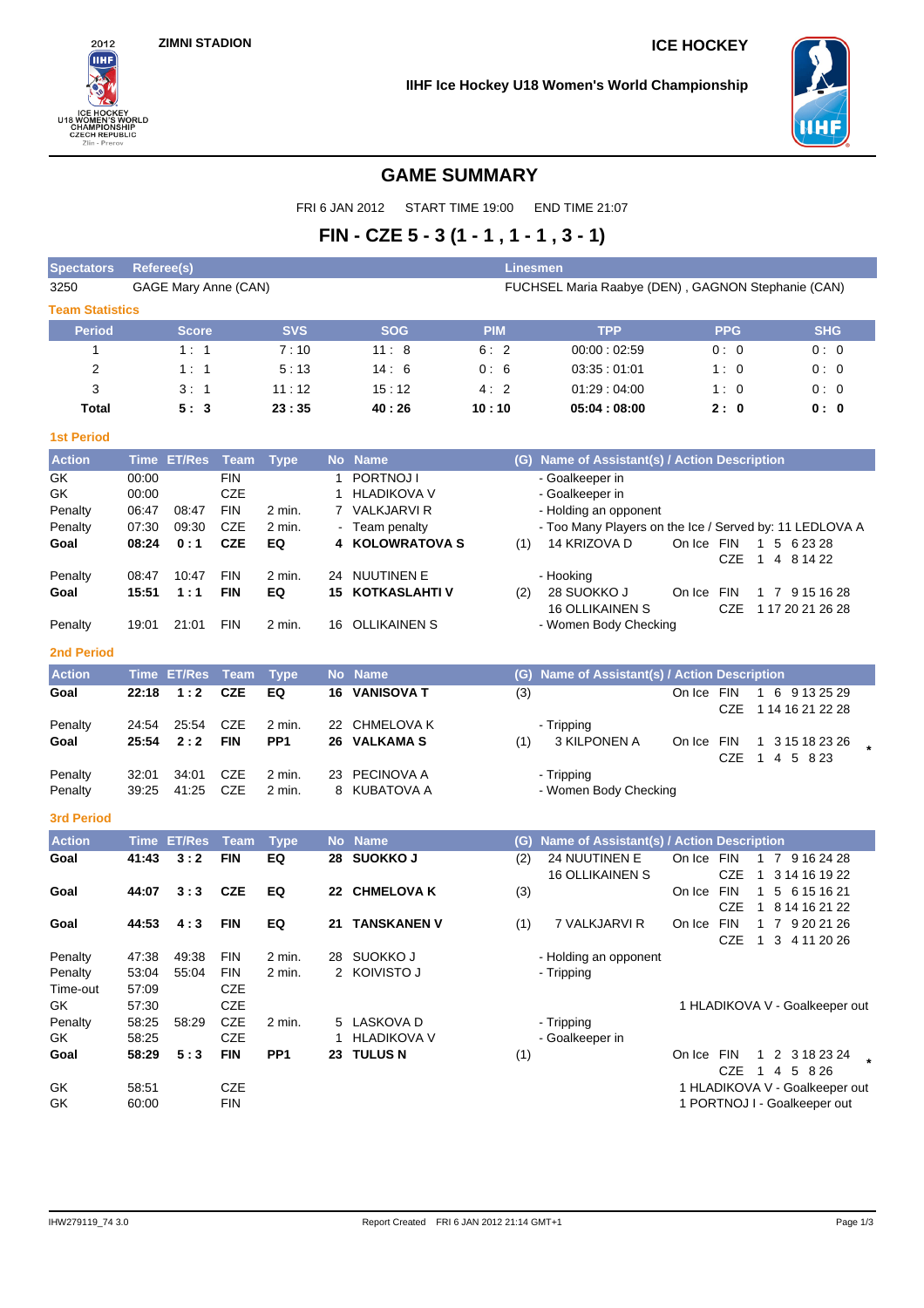ZIMNI STADION

ICE HOCKEY

IIHF Ice Hockey U18 Women's World Championship

# GAME SUMMARY

FRI 6 JAN 2012 START TIME 19:00 END TIME 21:07

## FIN - CZE 5 - 3 (1 - 1 , 1 - 1 , 3 - 1)

| Spectators | Referee(s) | Linesmen |
|---|---|---|
| 3250 | GAGE Mary Anne (CAN) | FUCHSEL Maria Raabye (DEN) , GAGNON Stephanie (CAN) |

### Team Statistics

| Period | Score | SVS | SOG | PIM | TPP | PPG | SHG |
|---|---|---|---|---|---|---|---|
| 1 | 1 : 1 | 7 : 10 | 11 : 8 | 6 : 2 | 00:00 : 02:59 | 0 : 0 | 0 : 0 |
| 2 | 1 : 1 | 5 : 13 | 14 : 6 | 0 : 6 | 03:35 : 01:01 | 1 : 0 | 0 : 0 |
| 3 | 3 : 1 | 11 : 12 | 15 : 12 | 4 : 2 | 01:29 : 04:00 | 1 : 0 | 0 : 0 |
| **Total** | **5 : 3** | **23 : 35** | **40 : 26** | **10 : 10** | **05:04 : 08:00** | **2 : 0** | **0 : 0** |

### 1st Period

| Action | Time | ET/Res | Team | Type | No | Name | (G) | Name of Assistant(s) / Action Description | On Ice |
|---|---|---|---|---|---|---|---|---|---|
| GK | 00:00 | | FIN | | 1 | PORTNOJ I | | - Goalkeeper in | |
| GK | 00:00 | | CZE | | 1 | HLADIKOVA V | | - Goalkeeper in | |
| Penalty | 06:47 | 08:47 | FIN | 2 min. | 7 | VALKJARVI R | | - Holding an opponent | |
| Penalty | 07:30 | 09:30 | CZE | 2 min. | - | Team penalty | | - Too Many Players on the Ice / Served by: 11 LEDLOVA A | |
| **Goal** | **08:24** | **0 : 1** | **CZE** | **EQ** | **4** | **KOLOWRATOVA S** | (1) | 14 KRIZOVA D | FIN 1 5 6 23 28<br>CZE 1 4 8 14 22 |
| Penalty | 08:47 | 10:47 | FIN | 2 min. | 24 | NUUTINEN E | | - Hooking | |
| **Goal** | **15:51** | **1 : 1** | **FIN** | **EQ** | **15** | **KOTKASLAHTI V** | (2) | 28 SUOKKO J<br>16 OLLIKAINEN S | FIN 1 7 9 15 16 28<br>CZE 1 17 20 21 26 28 |
| Penalty | 19:01 | 21:01 | FIN | 2 min. | 16 | OLLIKAINEN S | | - Women Body Checking | |

### 2nd Period

| Action | Time | ET/Res | Team | Type | No | Name | (G) | Name of Assistant(s) / Action Description | On Ice |
|---|---|---|---|---|---|---|---|---|---|
| **Goal** | **22:18** | **1 : 2** | **CZE** | **EQ** | **16** | **VANISOVA T** | (3) | | FIN 1 6 9 13 25 29<br>CZE 1 14 16 21 22 28 |
| Penalty | 24:54 | 25:54 | CZE | 2 min. | 22 | CHMELOVA K | | - Tripping | |
| **Goal** | **25:54** | **2 : 2** | **FIN** | **PP1** | **26** | **VALKAMA S** | (1) | 3 KILPONEN A | FIN 1 3 15 18 23 26 *<br>CZE 1 4 5 8 23 |
| Penalty | 32:01 | 34:01 | CZE | 2 min. | 23 | PECINOVA A | | - Tripping | |
| Penalty | 39:25 | 41:25 | CZE | 2 min. | 8 | KUBATOVA A | | - Women Body Checking | |

### 3rd Period

| Action | Time | ET/Res | Team | Type | No | Name | (G) | Name of Assistant(s) / Action Description | On Ice |
|---|---|---|---|---|---|---|---|---|---|
| **Goal** | **41:43** | **3 : 2** | **FIN** | **EQ** | **28** | **SUOKKO J** | (2) | 24 NUUTINEN E<br>16 OLLIKAINEN S | FIN 1 7 9 16 24 28<br>CZE 1 3 14 16 19 22 |
| **Goal** | **44:07** | **3 : 3** | **CZE** | **EQ** | **22** | **CHMELOVA K** | (3) | | FIN 1 5 6 15 16 21<br>CZE 1 8 14 16 21 22 |
| **Goal** | **44:53** | **4 : 3** | **FIN** | **EQ** | **21** | **TANSKANEN V** | (1) | 7 VALKJARVI R | FIN 1 7 9 20 21 26<br>CZE 1 3 4 11 20 26 |
| Penalty | 47:38 | 49:38 | FIN | 2 min. | 28 | SUOKKO J | | - Holding an opponent | |
| Penalty | 53:04 | 55:04 | FIN | 2 min. | 2 | KOIVISTO J | | - Tripping | |
| Time-out | 57:09 | | CZE | | | | | | |
| GK | 57:30 | | CZE | | | | | 1 HLADIKOVA V - Goalkeeper out | |
| Penalty | 58:25 | 58:29 | CZE | 2 min. | 5 | LASKOVA D | | - Tripping | |
| GK | 58:25 | | CZE | | 1 | HLADIKOVA V | | - Goalkeeper in | |
| **Goal** | **58:29** | **5 : 3** | **FIN** | **PP1** | **23** | **TULUS N** | (1) | | FIN 1 2 3 18 23 24 *<br>CZE 1 4 5 8 26 |
| GK | 58:51 | | CZE | | | | | 1 HLADIKOVA V - Goalkeeper out | |
| GK | 60:00 | | FIN | | | | | 1 PORTNOJ I - Goalkeeper out | |

IHW279119_74 3.0 Report Created FRI 6 JAN 2012 21:14 GMT+1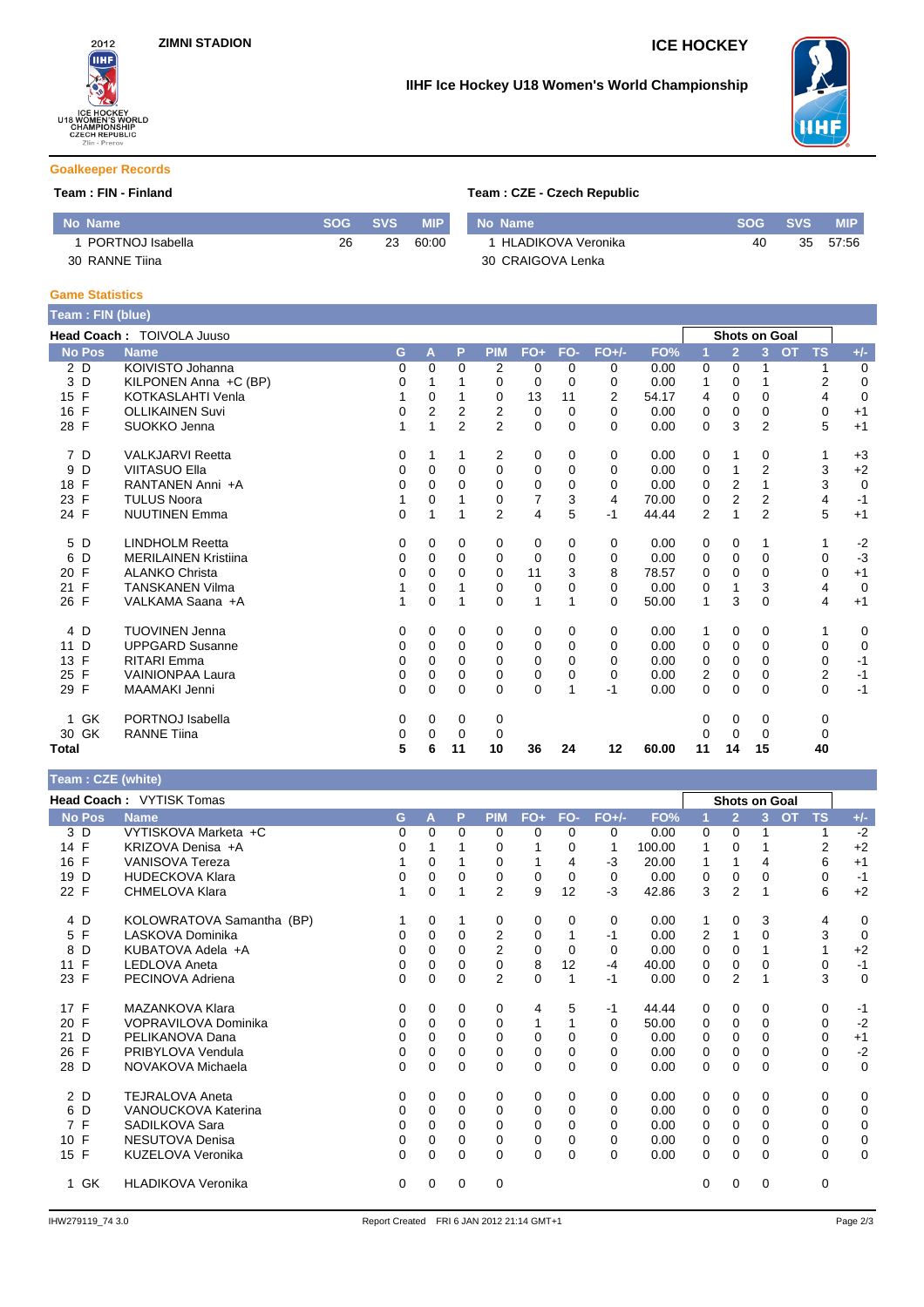ZIMNI STADION

ICE HOCKEY

IIHF Ice Hockey U18 Women's World Championship

## Goalkeeper Records

**Team : FIN - Finland**

| No | Name | SOG | SVS | MIP |
|---|---|---|---|---|
| 1 | PORTNOJ Isabella | 26 | 23 | 60:00 |
| 30 | RANNE Tiina | | | |

**Team : CZE - Czech Republic**

| No | Name | SOG | SVS | MIP |
|---|---|---|---|---|
| 1 | HLADIKOVA Veronika | 40 | 35 | 57:56 |
| 30 | CRAIGOVA Lenka | | | |

## Game Statistics

**Team : FIN (blue)**

**Head Coach :** TOIVOLA Juuso

| No | Pos | Name | G | A | P | PIM | FO+ | FO- | FO+/- | FO% | 1 | 2 | 3 | OT | TS | +/- |
|---|---|---|---|---|---|---|---|---|---|---|---|---|---|---|---|---|
| 2 | D | KOIVISTO Johanna | 0 | 0 | 0 | 2 | 0 | 0 | 0 | 0.00 | 0 | 0 | 1 | | 1 | 0 |
| 3 | D | KILPONEN Anna +C (BP) | 0 | 1 | 1 | 0 | 0 | 0 | 0 | 0.00 | 1 | 0 | 1 | | 2 | 0 |
| 15 | F | KOTKASLAHTI Venla | 1 | 0 | 1 | 0 | 13 | 11 | 2 | 54.17 | 4 | 0 | 0 | | 4 | 0 |
| 16 | F | OLLIKAINEN Suvi | 0 | 2 | 2 | 2 | 0 | 0 | 0 | 0.00 | 0 | 0 | 0 | | 0 | +1 |
| 28 | F | SUOKKO Jenna | 1 | 1 | 2 | 2 | 0 | 0 | 0 | 0.00 | 0 | 3 | 2 | | 5 | +1 |
| 7 | D | VALKJARVI Reetta | 0 | 1 | 1 | 2 | 0 | 0 | 0 | 0.00 | 0 | 1 | 0 | | 1 | +3 |
| 9 | D | VIITASUO Ella | 0 | 0 | 0 | 0 | 0 | 0 | 0 | 0.00 | 0 | 1 | 2 | | 3 | +2 |
| 18 | F | RANTANEN Anni +A | 0 | 0 | 0 | 0 | 0 | 0 | 0 | 0.00 | 0 | 2 | 1 | | 3 | 0 |
| 23 | F | TULUS Noora | 1 | 0 | 1 | 0 | 7 | 3 | 4 | 70.00 | 0 | 2 | 2 | | 4 | -1 |
| 24 | F | NUUTINEN Emma | 0 | 1 | 1 | 2 | 4 | 5 | -1 | 44.44 | 2 | 1 | 2 | | 5 | +1 |
| 5 | D | LINDHOLM Reetta | 0 | 0 | 0 | 0 | 0 | 0 | 0 | 0.00 | 0 | 0 | 1 | | 1 | -2 |
| 6 | D | MERILAINEN Kristiina | 0 | 0 | 0 | 0 | 0 | 0 | 0 | 0.00 | 0 | 0 | 0 | | 0 | -3 |
| 20 | F | ALANKO Christa | 0 | 0 | 0 | 0 | 11 | 3 | 8 | 78.57 | 0 | 0 | 0 | | 0 | +1 |
| 21 | F | TANSKANEN Vilma | 1 | 0 | 1 | 0 | 0 | 0 | 0 | 0.00 | 0 | 1 | 3 | | 4 | 0 |
| 26 | F | VALKAMA Saana +A | 1 | 0 | 1 | 0 | 1 | 1 | 0 | 50.00 | 1 | 3 | 0 | | 4 | +1 |
| 4 | D | TUOVINEN Jenna | 0 | 0 | 0 | 0 | 0 | 0 | 0 | 0.00 | 1 | 0 | 0 | | 1 | 0 |
| 11 | D | UPPGARD Susanne | 0 | 0 | 0 | 0 | 0 | 0 | 0 | 0.00 | 0 | 0 | 0 | | 0 | 0 |
| 13 | F | RITARI Emma | 0 | 0 | 0 | 0 | 0 | 0 | 0 | 0.00 | 0 | 0 | 0 | | 0 | -1 |
| 25 | F | VAINIONPAA Laura | 0 | 0 | 0 | 0 | 0 | 0 | 0 | 0.00 | 2 | 0 | 0 | | 2 | -1 |
| 29 | F | MAAMAKI Jenni | 0 | 0 | 0 | 0 | 0 | 1 | -1 | 0.00 | 0 | 0 | 0 | | 0 | -1 |
| 1 | GK | PORTNOJ Isabella | 0 | 0 | 0 | 0 | | | | | 0 | 0 | 0 | | 0 | |
| 30 | GK | RANNE Tiina | 0 | 0 | 0 | 0 | | | | | 0 | 0 | 0 | | 0 | |
| **Total** | | | **5** | **6** | **11** | **10** | **36** | **24** | **12** | **60.00** | **11** | **14** | **15** | | **40** | |

**Team : CZE (white)**

**Head Coach :** VYTISK Tomas

| No | Pos | Name | G | A | P | PIM | FO+ | FO- | FO+/- | FO% | 1 | 2 | 3 | OT | TS | +/- |
|---|---|---|---|---|---|---|---|---|---|---|---|---|---|---|---|---|
| 3 | D | VYTISKOVA Marketa +C | 0 | 0 | 0 | 0 | 0 | 0 | 0 | 0.00 | 0 | 0 | 1 | | 1 | -2 |
| 14 | F | KRIZOVA Denisa +A | 0 | 1 | 1 | 0 | 1 | 0 | 1 | 100.00 | 1 | 0 | 1 | | 2 | +2 |
| 16 | F | VANISOVA Tereza | 1 | 0 | 1 | 0 | 1 | 4 | -3 | 20.00 | 1 | 1 | 4 | | 6 | +1 |
| 19 | D | HUDECKOVA Klara | 0 | 0 | 0 | 0 | 0 | 0 | 0 | 0.00 | 0 | 0 | 0 | | 0 | -1 |
| 22 | F | CHMELOVA Klara | 1 | 0 | 1 | 2 | 9 | 12 | -3 | 42.86 | 3 | 2 | 1 | | 6 | +2 |
| 4 | D | KOLOWRATOVA Samantha (BP) | 1 | 0 | 1 | 0 | 0 | 0 | 0 | 0.00 | 1 | 0 | 3 | | 4 | 0 |
| 5 | F | LASKOVA Dominika | 0 | 0 | 0 | 2 | 0 | 1 | -1 | 0.00 | 2 | 1 | 0 | | 3 | 0 |
| 8 | D | KUBATOVA Adela +A | 0 | 0 | 0 | 2 | 0 | 0 | 0 | 0.00 | 0 | 0 | 1 | | 1 | +2 |
| 11 | F | LEDLOVA Aneta | 0 | 0 | 0 | 0 | 8 | 12 | -4 | 40.00 | 0 | 0 | 0 | | 0 | -1 |
| 23 | F | PECINOVA Adriena | 0 | 0 | 0 | 2 | 0 | 1 | -1 | 0.00 | 0 | 2 | 1 | | 3 | 0 |
| 17 | F | MAZANKOVA Klara | 0 | 0 | 0 | 0 | 4 | 5 | -1 | 44.44 | 0 | 0 | 0 | | 0 | -1 |
| 20 | F | VOPRAVILOVA Dominika | 0 | 0 | 0 | 0 | 1 | 1 | 0 | 50.00 | 0 | 0 | 0 | | 0 | -2 |
| 21 | D | PELIKANOVA Dana | 0 | 0 | 0 | 0 | 0 | 0 | 0 | 0.00 | 0 | 0 | 0 | | 0 | +1 |
| 26 | F | PRIBYLOVA Vendula | 0 | 0 | 0 | 0 | 0 | 0 | 0 | 0.00 | 0 | 0 | 0 | | 0 | -2 |
| 28 | D | NOVAKOVA Michaela | 0 | 0 | 0 | 0 | 0 | 0 | 0 | 0.00 | 0 | 0 | 0 | | 0 | 0 |
| 2 | D | TEJRALOVA Aneta | 0 | 0 | 0 | 0 | 0 | 0 | 0 | 0.00 | 0 | 0 | 0 | | 0 | 0 |
| 6 | D | VANOUCKOVA Katerina | 0 | 0 | 0 | 0 | 0 | 0 | 0 | 0.00 | 0 | 0 | 0 | | 0 | 0 |
| 7 | F | SADILKOVA Sara | 0 | 0 | 0 | 0 | 0 | 0 | 0 | 0.00 | 0 | 0 | 0 | | 0 | 0 |
| 10 | F | NESUTOVA Denisa | 0 | 0 | 0 | 0 | 0 | 0 | 0 | 0.00 | 0 | 0 | 0 | | 0 | 0 |
| 15 | F | KUZELOVA Veronika | 0 | 0 | 0 | 0 | 0 | 0 | 0 | 0.00 | 0 | 0 | 0 | | 0 | 0 |
| 1 | GK | HLADIKOVA Veronika | 0 | 0 | 0 | 0 | | | | | 0 | 0 | 0 | | 0 | |

IHW279119_74 3.0 Report Created FRI 6 JAN 2012 21:14 GMT+1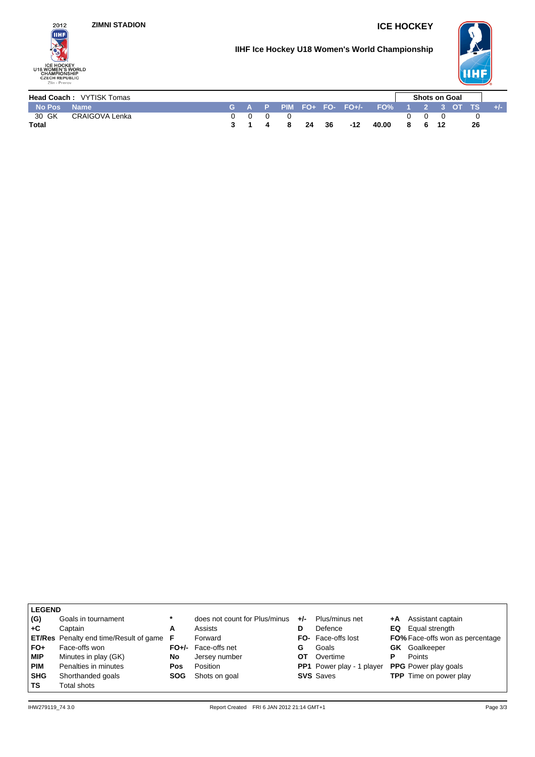ZIMNI STADION

ICE HOCKEY

IIHF Ice Hockey U18 Women's World Championship

**Head Coach :** VYTISK Tomas

| No | Pos | Name | G | A | P | PIM | FO+ | FO- | FO+/- | FO% | Shots on Goal 1 | 2 | 3 | OT | TS | +/- |
|---|---|---|---|---|---|---|---|---|---|---|---|---|---|---|---|---|
| 30 | GK | CRAIGOVA Lenka | 0 | 0 | 0 | 0 | | | | | 0 | 0 | 0 | | 0 | |
| **Total** | | | **3** | **1** | **4** | **8** | **24** | **36** | **-12** | **40.00** | **8** | **6** | **12** | | **26** | |

**LEGEND**

| | | | | | | | |
|---|---|---|---|---|---|---|---|
| **(G)** | Goals in tournament | ***** | does not count for Plus/minus | **+/-** | Plus/minus net | **+A** | Assistant captain |
| **+C** | Captain | **A** | Assists | **D** | Defence | **EQ** | Equal strength |
| **ET/Res** | Penalty end time/Result of game | **F** | Forward | **FO-** | Face-offs lost | **FO%** | Face-offs won as percentage |
| **FO+** | Face-offs won | **FO+/-** | Face-offs net | **G** | Goals | **GK** | Goalkeeper |
| **MIP** | Minutes in play (GK) | **No** | Jersey number | **OT** | Overtime | **P** | Points |
| **PIM** | Penalties in minutes | **Pos** | Position | **PP1** | Power play - 1 player | **PPG** | Power play goals |
| **SHG** | Shorthanded goals | **SOG** | Shots on goal | **SVS** | Saves | **TPP** | Time on power play |
| **TS** | Total shots | | | | | | |

IHW279119_74 3.0 Report Created FRI 6 JAN 2012 21:14 GMT+1